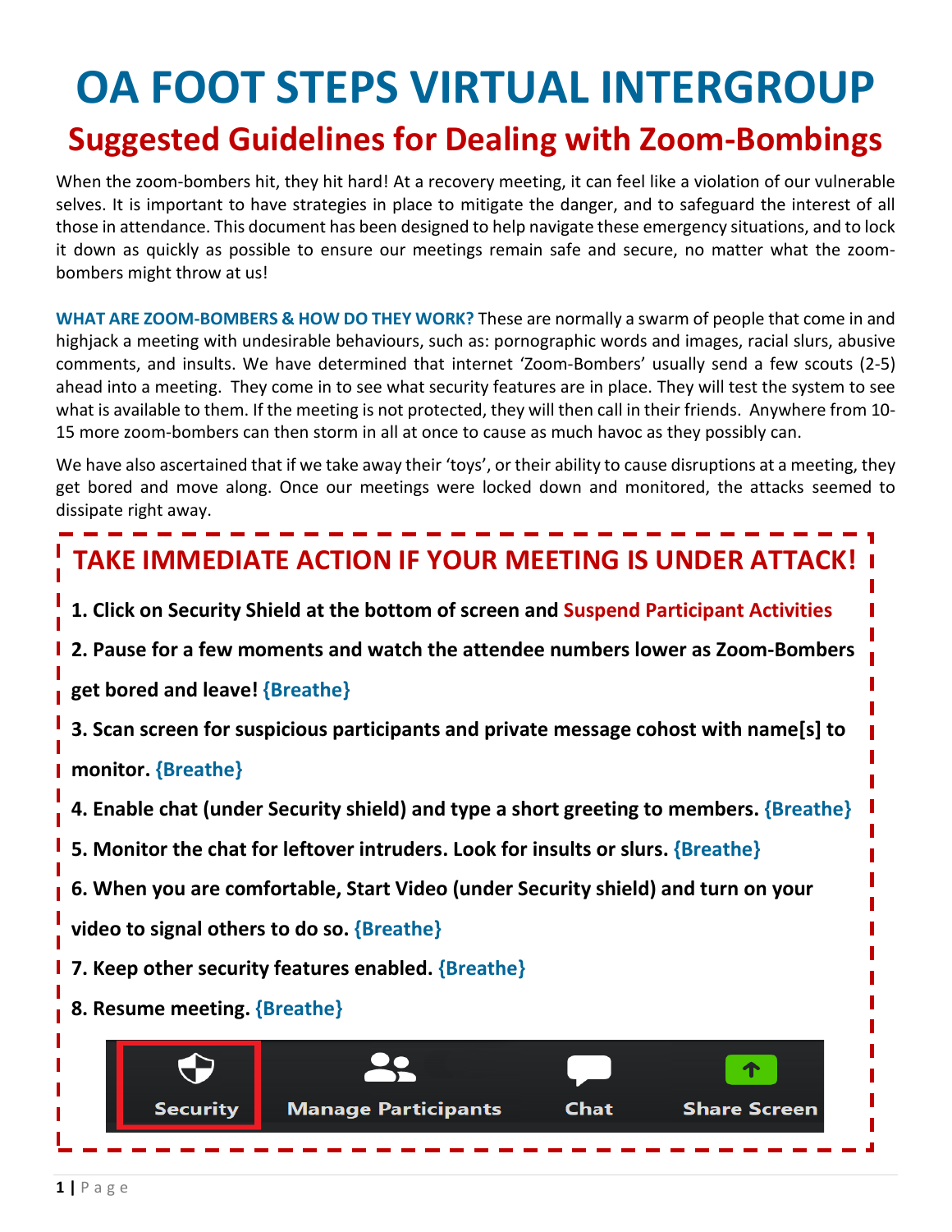# OA FOOT STEPS VIRTUAL INTERGROUP

## Suggested Guidelines for Dealing with Zoom-Bombings

When the zoom-bombers hit, they hit hard! At a recovery meeting, it can feel like a violation of our vulnerable selves. It is important to have strategies in place to mitigate the danger, and to safeguard the interest of all those in attendance. This document has been designed to help navigate these emergency situations, and to lock it down as quickly as possible to ensure our meetings remain safe and secure, no matter what the zoom-bombers might throw at us!

**WHAT ARE ZOOM-BOMBERS & HOW DO THEY WORK?** These are normally a swarm of people that come in and highjack a meeting with undesirable behaviours, such as: pornographic words and images, racial slurs, abusive comments, and insults. We have determined that internet 'Zoom-Bombers' usually send a few scouts (2-5) ahead into a meeting. They come in to see what security features are in place. They will test the system to see what is available to them. If the meeting is not protected, they will then call in their friends. Anywhere from 10-15 more zoom-bombers can then storm in all at once to cause as much havoc as they possibly can.

We have also ascertained that if we take away their 'toys', or their ability to cause disruptions at a meeting, they get bored and move along. Once our meetings were locked down and monitored, the attacks seemed to dissipate right away.

### TAKE IMMEDIATE ACTION IF YOUR MEETING IS UNDER ATTACK!

1. **Click on Security Shield at the bottom of screen and Suspend Participant Activities**
2. **Pause for a few moments and watch the attendee numbers lower as Zoom-Bombers get bored and leave! {Breathe}**
3. **Scan screen for suspicious participants and private message cohost with name[s] to monitor. {Breathe}**
4. **Enable chat (under Security shield) and type a short greeting to members. {Breathe}**
5. **Monitor the chat for leftover intruders. Look for insults or slurs. {Breathe}**
6. **When you are comfortable, Start Video (under Security shield) and turn on your video to signal others to do so. {Breathe}**
7. **Keep other security features enabled. {Breathe}**
8. **Resume meeting. {Breathe}**

Security | Manage Participants | Chat | Share Screen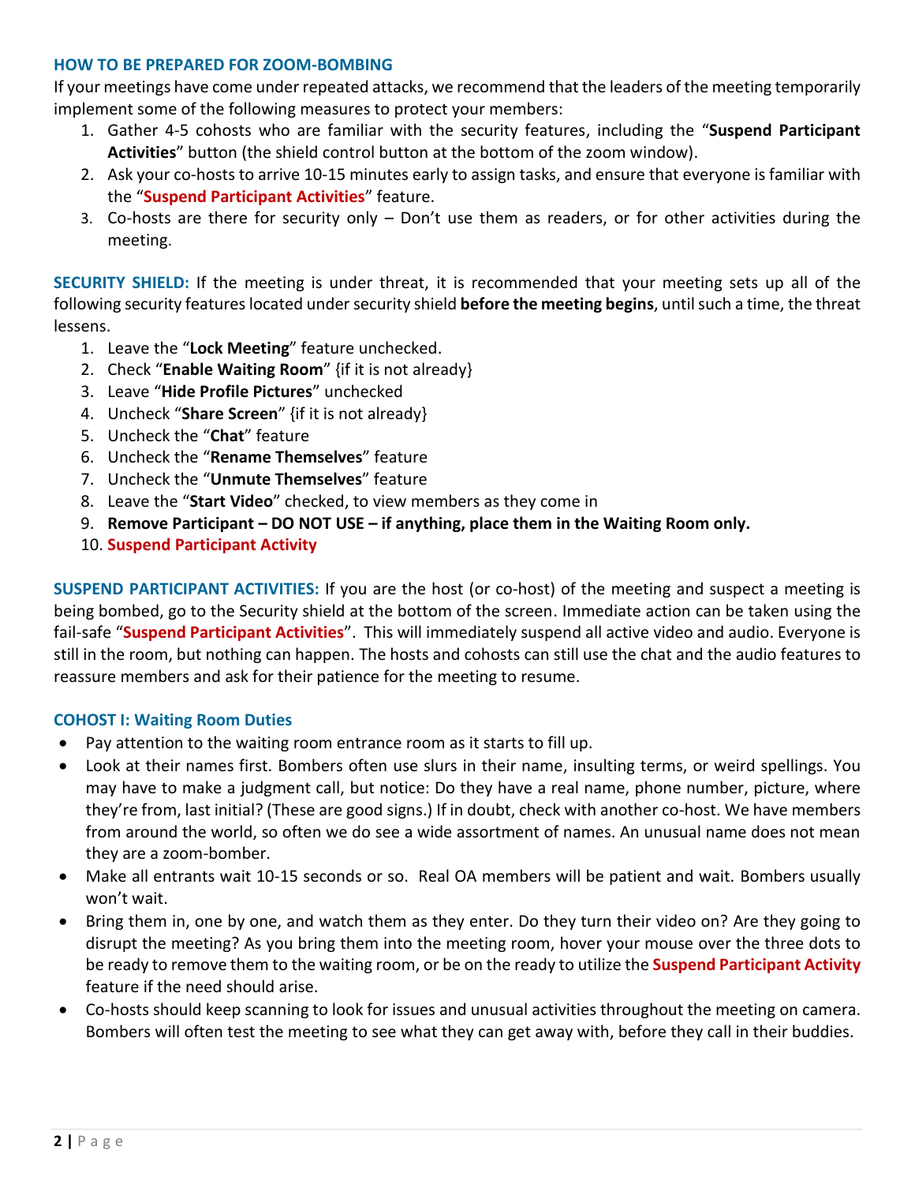### HOW TO BE PREPARED FOR ZOOM-BOMBING

If your meetings have come under repeated attacks, we recommend that the leaders of the meeting temporarily implement some of the following measures to protect your members:

1. Gather 4-5 cohosts who are familiar with the security features, including the "**Suspend Participant Activities**" button (the shield control button at the bottom of the zoom window).
2. Ask your co-hosts to arrive 10-15 minutes early to assign tasks, and ensure that everyone is familiar with the "**Suspend Participant Activities**" feature.
3. Co-hosts are there for security only – Don't use them as readers, or for other activities during the meeting.

**SECURITY SHIELD:** If the meeting is under threat, it is recommended that your meeting sets up all of the following security features located under security shield **before the meeting begins**, until such a time, the threat lessens.

1. Leave the "**Lock Meeting**" feature unchecked.
2. Check "**Enable Waiting Room**" {if it is not already}
3. Leave "**Hide Profile Pictures**" unchecked
4. Uncheck "**Share Screen**" {if it is not already}
5. Uncheck the "**Chat**" feature
6. Uncheck the "**Rename Themselves**" feature
7. Uncheck the "**Unmute Themselves**" feature
8. Leave the "**Start Video**" checked, to view members as they come in
9. **Remove Participant – DO NOT USE – if anything, place them in the Waiting Room only.**
10. **Suspend Participant Activity**

**SUSPEND PARTICIPANT ACTIVITIES:** If you are the host (or co-host) of the meeting and suspect a meeting is being bombed, go to the Security shield at the bottom of the screen. Immediate action can be taken using the fail-safe "**Suspend Participant Activities**". This will immediately suspend all active video and audio. Everyone is still in the room, but nothing can happen. The hosts and cohosts can still use the chat and the audio features to reassure members and ask for their patience for the meeting to resume.

### COHOST I: Waiting Room Duties

- Pay attention to the waiting room entrance room as it starts to fill up.
- Look at their names first. Bombers often use slurs in their name, insulting terms, or weird spellings. You may have to make a judgment call, but notice: Do they have a real name, phone number, picture, where they're from, last initial? (These are good signs.) If in doubt, check with another co-host. We have members from around the world, so often we do see a wide assortment of names. An unusual name does not mean they are a zoom-bomber.
- Make all entrants wait 10-15 seconds or so. Real OA members will be patient and wait. Bombers usually won't wait.
- Bring them in, one by one, and watch them as they enter. Do they turn their video on? Are they going to disrupt the meeting? As you bring them into the meeting room, hover your mouse over the three dots to be ready to remove them to the waiting room, or be on the ready to utilize the **Suspend Participant Activity** feature if the need should arise.
- Co-hosts should keep scanning to look for issues and unusual activities throughout the meeting on camera. Bombers will often test the meeting to see what they can get away with, before they call in their buddies.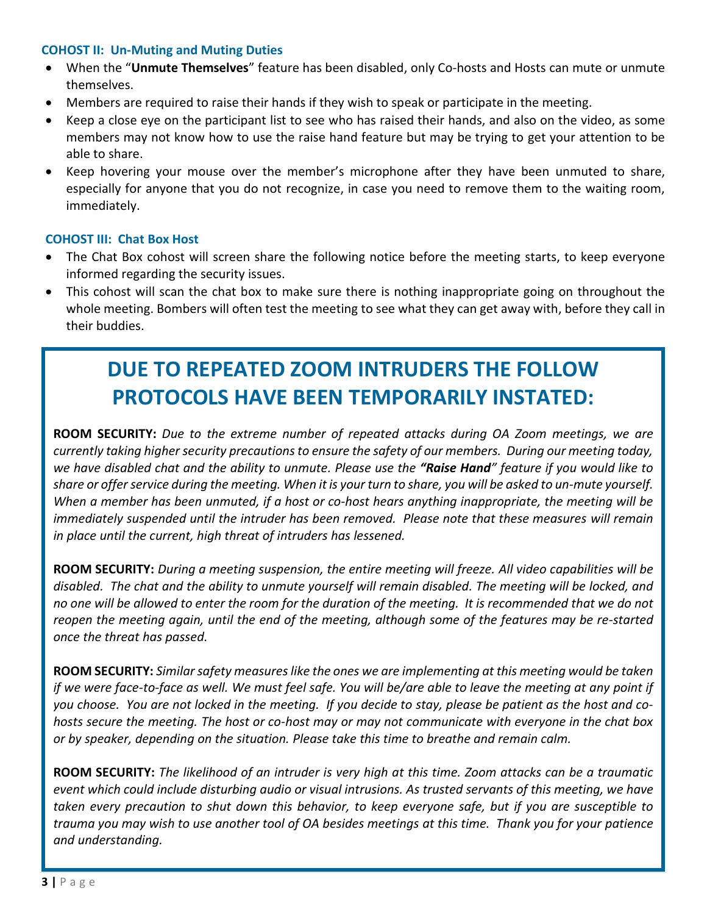### COHOST II: Un-Muting and Muting Duties

- When the "**Unmute Themselves**" feature has been disabled, only Co-hosts and Hosts can mute or unmute themselves.
- Members are required to raise their hands if they wish to speak or participate in the meeting.
- Keep a close eye on the participant list to see who has raised their hands, and also on the video, as some members may not know how to use the raise hand feature but may be trying to get your attention to be able to share.
- Keep hovering your mouse over the member's microphone after they have been unmuted to share, especially for anyone that you do not recognize, in case you need to remove them to the waiting room, immediately.

### COHOST III: Chat Box Host

- The Chat Box cohost will screen share the following notice before the meeting starts, to keep everyone informed regarding the security issues.
- This cohost will scan the chat box to make sure there is nothing inappropriate going on throughout the whole meeting. Bombers will often test the meeting to see what they can get away with, before they call in their buddies.

## DUE TO REPEATED ZOOM INTRUDERS THE FOLLOW PROTOCOLS HAVE BEEN TEMPORARILY INSTATED:

**ROOM SECURITY:** *Due to the extreme number of repeated attacks during OA Zoom meetings, we are currently taking higher security precautions to ensure the safety of our members. During our meeting today, we have disabled chat and the ability to unmute. Please use the **"Raise Hand"** feature if you would like to share or offer service during the meeting. When it is your turn to share, you will be asked to un-mute yourself. When a member has been unmuted, if a host or co-host hears anything inappropriate, the meeting will be immediately suspended until the intruder has been removed. Please note that these measures will remain in place until the current, high threat of intruders has lessened.*

**ROOM SECURITY:** *During a meeting suspension, the entire meeting will freeze. All video capabilities will be disabled. The chat and the ability to unmute yourself will remain disabled. The meeting will be locked, and no one will be allowed to enter the room for the duration of the meeting. It is recommended that we do not reopen the meeting again, until the end of the meeting, although some of the features may be re-started once the threat has passed.*

**ROOM SECURITY:** *Similar safety measures like the ones we are implementing at this meeting would be taken if we were face-to-face as well. We must feel safe. You will be/are able to leave the meeting at any point if you choose. You are not locked in the meeting. If you decide to stay, please be patient as the host and co-hosts secure the meeting. The host or co-host may or may not communicate with everyone in the chat box or by speaker, depending on the situation. Please take this time to breathe and remain calm.*

**ROOM SECURITY:** *The likelihood of an intruder is very high at this time. Zoom attacks can be a traumatic event which could include disturbing audio or visual intrusions. As trusted servants of this meeting, we have taken every precaution to shut down this behavior, to keep everyone safe, but if you are susceptible to trauma you may wish to use another tool of OA besides meetings at this time. Thank you for your patience and understanding.*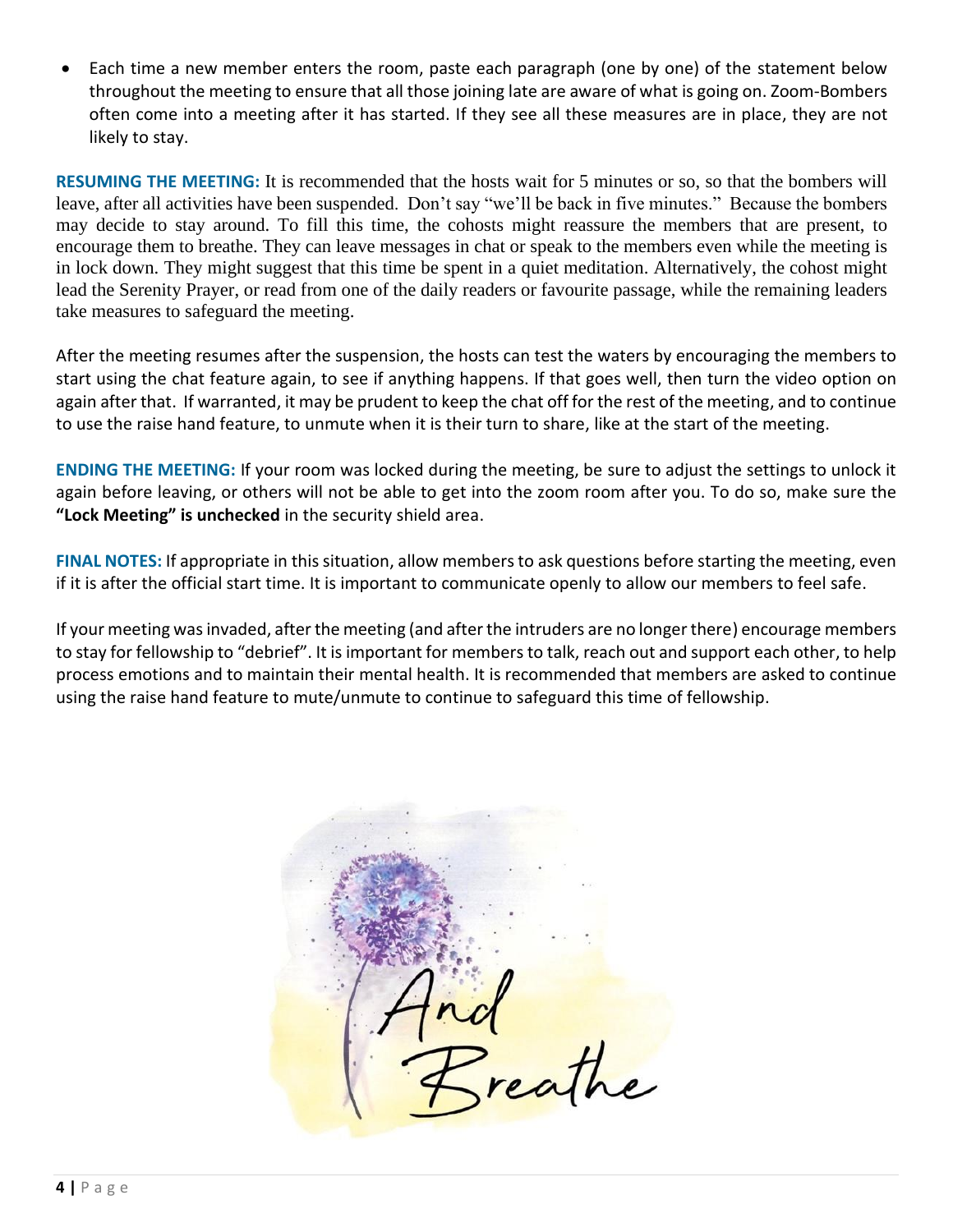- Each time a new member enters the room, paste each paragraph (one by one) of the statement below throughout the meeting to ensure that all those joining late are aware of what is going on. Zoom-Bombers often come into a meeting after it has started. If they see all these measures are in place, they are not likely to stay.

**RESUMING THE MEETING:** It is recommended that the hosts wait for 5 minutes or so, so that the bombers will leave, after all activities have been suspended. Don't say "we'll be back in five minutes." Because the bombers may decide to stay around. To fill this time, the cohosts might reassure the members that are present, to encourage them to breathe. They can leave messages in chat or speak to the members even while the meeting is in lock down. They might suggest that this time be spent in a quiet meditation. Alternatively, the cohost might lead the Serenity Prayer, or read from one of the daily readers or favourite passage, while the remaining leaders take measures to safeguard the meeting.

After the meeting resumes after the suspension, the hosts can test the waters by encouraging the members to start using the chat feature again, to see if anything happens. If that goes well, then turn the video option on again after that. If warranted, it may be prudent to keep the chat off for the rest of the meeting, and to continue to use the raise hand feature, to unmute when it is their turn to share, like at the start of the meeting.

**ENDING THE MEETING:** If your room was locked during the meeting, be sure to adjust the settings to unlock it again before leaving, or others will not be able to get into the zoom room after you. To do so, make sure the **"Lock Meeting" is unchecked** in the security shield area.

**FINAL NOTES:** If appropriate in this situation, allow members to ask questions before starting the meeting, even if it is after the official start time. It is important to communicate openly to allow our members to feel safe.

If your meeting was invaded, after the meeting (and after the intruders are no longer there) encourage members to stay for fellowship to "debrief". It is important for members to talk, reach out and support each other, to help process emotions and to maintain their mental health. It is recommended that members are asked to continue using the raise hand feature to mute/unmute to continue to safeguard this time of fellowship.

And Breathe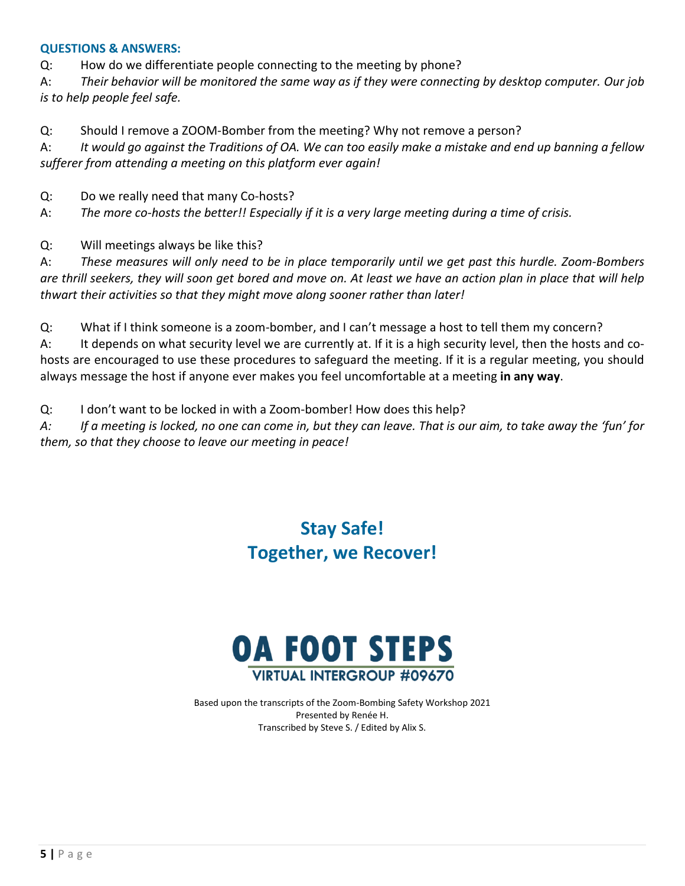**QUESTIONS & ANSWERS:**

Q: How do we differentiate people connecting to the meeting by phone?

A: *Their behavior will be monitored the same way as if they were connecting by desktop computer. Our job is to help people feel safe.*

Q: Should I remove a ZOOM-Bomber from the meeting? Why not remove a person?

A: *It would go against the Traditions of OA. We can too easily make a mistake and end up banning a fellow sufferer from attending a meeting on this platform ever again!*

Q: Do we really need that many Co-hosts?

A: *The more co-hosts the better!! Especially if it is a very large meeting during a time of crisis.*

Q: Will meetings always be like this?

A: *These measures will only need to be in place temporarily until we get past this hurdle. Zoom-Bombers are thrill seekers, they will soon get bored and move on. At least we have an action plan in place that will help thwart their activities so that they might move along sooner rather than later!*

Q: What if I think someone is a zoom-bomber, and I can't message a host to tell them my concern?

A: It depends on what security level we are currently at. If it is a high security level, then the hosts and co-hosts are encouraged to use these procedures to safeguard the meeting. If it is a regular meeting, you should always message the host if anyone ever makes you feel uncomfortable at a meeting **in any way**.

Q: I don't want to be locked in with a Zoom-bomber! How does this help?

*A: If a meeting is locked, no one can come in, but they can leave. That is our aim, to take away the 'fun' for them, so that they choose to leave our meeting in peace!*

## Stay Safe!
## Together, we Recover!

**OA FOOT STEPS**
**VIRTUAL INTERGROUP #09670**

Based upon the transcripts of the Zoom-Bombing Safety Workshop 2021
Presented by Renée H.
Transcribed by Steve S. / Edited by Alix S.